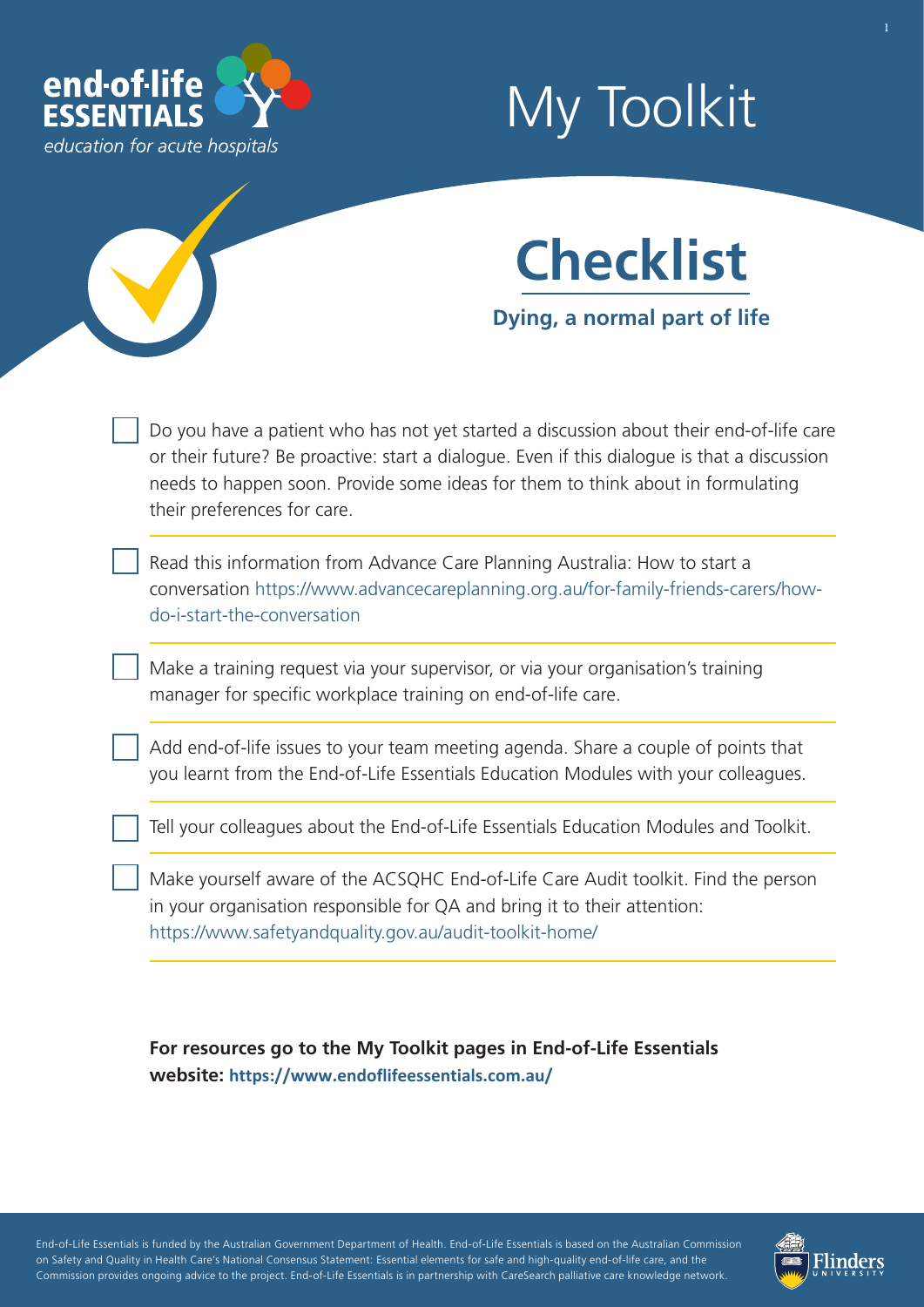end-of-life ESSENTIALS

*education for acute hospitals*

# My Toolkit

## Checklist

**Dying, a normal part of life**

- [ ] Do you have a patient who has not yet started a discussion about their end-of-life care or their future? Be proactive: start a dialogue. Even if this dialogue is that a discussion needs to happen soon. Provide some ideas for them to think about in formulating their preferences for care.
- [ ] Read this information from Advance Care Planning Australia: How to start a conversation https://www.advancecareplanning.org.au/for-family-friends-carers/how-do-i-start-the-conversation
- [ ] Make a training request via your supervisor, or via your organisation's training manager for specific workplace training on end-of-life care.
- [ ] Add end-of-life issues to your team meeting agenda. Share a couple of points that you learnt from the End-of-Life Essentials Education Modules with your colleagues.
- [ ] Tell your colleagues about the End-of-Life Essentials Education Modules and Toolkit.
- [ ] Make yourself aware of the ACSQHC End-of-Life Care Audit toolkit. Find the person in your organisation responsible for QA and bring it to their attention: https://www.safetyandquality.gov.au/audit-toolkit-home/

**For resources go to the My Toolkit pages in End-of-Life Essentials website: https://www.endoflifeessentials.com.au/**

End-of-Life Essentials is funded by the Australian Government Department of Health. End-of-Life Essentials is based on the Australian Commission on Safety and Quality in Health Care's National Consensus Statement: Essential elements for safe and high-quality end-of-life care, and the Commission provides ongoing advice to the project. End-of-Life Essentials is in partnership with CareSearch palliative care knowledge network.

Flinders UNIVERSITY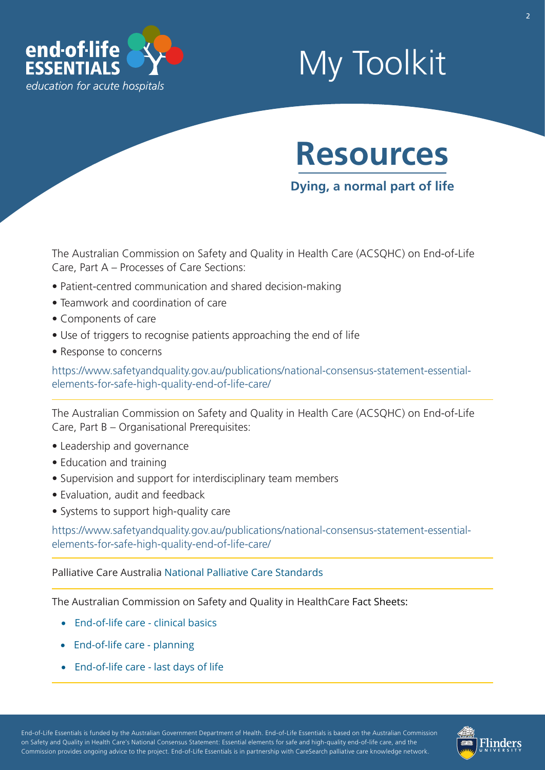# My Toolkit

## Resources

### Dying, a normal part of life

The Australian Commission on Safety and Quality in Health Care (ACSQHC) on End-of-Life Care, Part A – Processes of Care Sections:

- Patient-centred communication and shared decision-making
- Teamwork and coordination of care
- Components of care
- Use of triggers to recognise patients approaching the end of life
- Response to concerns

https://www.safetyandquality.gov.au/publications/national-consensus-statement-essential-elements-for-safe-high-quality-end-of-life-care/

---

The Australian Commission on Safety and Quality in Health Care (ACSQHC) on End-of-Life Care, Part B – Organisational Prerequisites:

- Leadership and governance
- Education and training
- Supervision and support for interdisciplinary team members
- Evaluation, audit and feedback
- Systems to support high-quality care

https://www.safetyandquality.gov.au/publications/national-consensus-statement-essential-elements-for-safe-high-quality-end-of-life-care/

---

Palliative Care Australia National Palliative Care Standards

---

The Australian Commission on Safety and Quality in HealthCare Fact Sheets:

- End-of-life care - clinical basics
- End-of-life care - planning
- End-of-life care - last days of life

---

End-of-Life Essentials is funded by the Australian Government Department of Health. End-of-Life Essentials is based on the Australian Commission on Safety and Quality in Health Care's National Consensus Statement: Essential elements for safe and high-quality end-of-life care, and the Commission provides ongoing advice to the project. End-of-Life Essentials is in partnership with CareSearch palliative care knowledge network.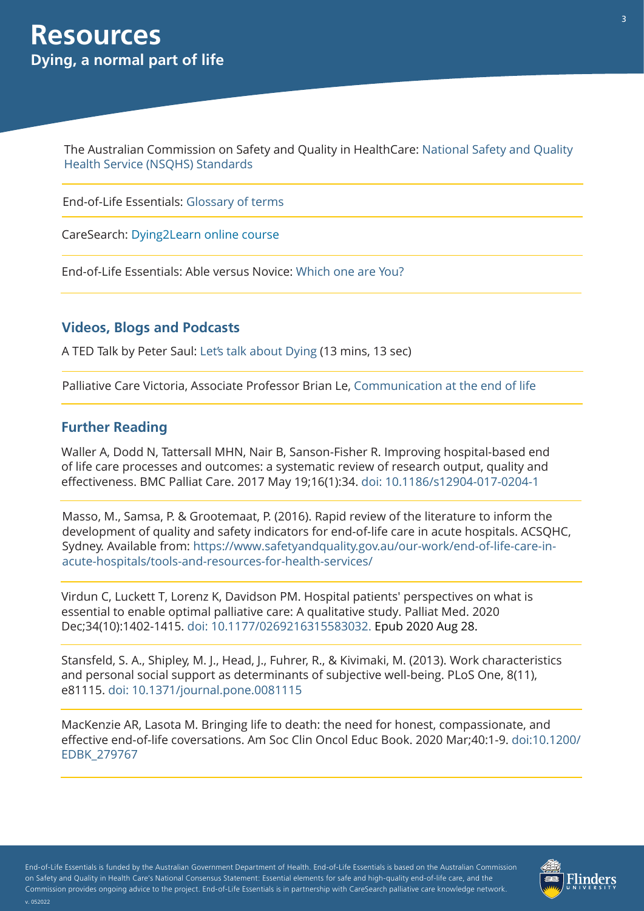# Resources

## Dying, a normal part of life

The Australian Commission on Safety and Quality in HealthCare: National Safety and Quality Health Service (NSQHS) Standards

End-of-Life Essentials: Glossary of terms

CareSearch: Dying2Learn online course

End-of-Life Essentials: Able versus Novice: Which one are You?

### Videos, Blogs and Podcasts

A TED Talk by Peter Saul: Let's talk about Dying (13 mins, 13 sec)

Palliative Care Victoria, Associate Professor Brian Le, Communication at the end of life

### Further Reading

Waller A, Dodd N, Tattersall MHN, Nair B, Sanson-Fisher R. Improving hospital-based end of life care processes and outcomes: a systematic review of research output, quality and effectiveness. BMC Palliat Care. 2017 May 19;16(1):34. doi: 10.1186/s12904-017-0204-1

Masso, M., Samsa, P. & Grootemaat, P. (2016). Rapid review of the literature to inform the development of quality and safety indicators for end-of-life care in acute hospitals. ACSQHC, Sydney. Available from: https://www.safetyandquality.gov.au/our-work/end-of-life-care-in-acute-hospitals/tools-and-resources-for-health-services/

Virdun C, Luckett T, Lorenz K, Davidson PM. Hospital patients' perspectives on what is essential to enable optimal palliative care: A qualitative study. Palliat Med. 2020 Dec;34(10):1402-1415. doi: 10.1177/0269216315583032. Epub 2020 Aug 28.

Stansfeld, S. A., Shipley, M. J., Head, J., Fuhrer, R., & Kivimaki, M. (2013). Work characteristics and personal social support as determinants of subjective well-being. PLoS One, 8(11), e81115. doi: 10.1371/journal.pone.0081115

MacKenzie AR, Lasota M. Bringing life to death: the need for honest, compassionate, and effective end-of-life coversations. Am Soc Clin Oncol Educ Book. 2020 Mar;40:1-9. doi:10.1200/EDBK_279767

End-of-Life Essentials is funded by the Australian Government Department of Health. End-of-Life Essentials is based on the Australian Commission on Safety and Quality in Health Care's National Consensus Statement: Essential elements for safe and high-quality end-of-life care, and the Commission provides ongoing advice to the project. End-of-Life Essentials is in partnership with CareSearch palliative care knowledge network.

v. 052022